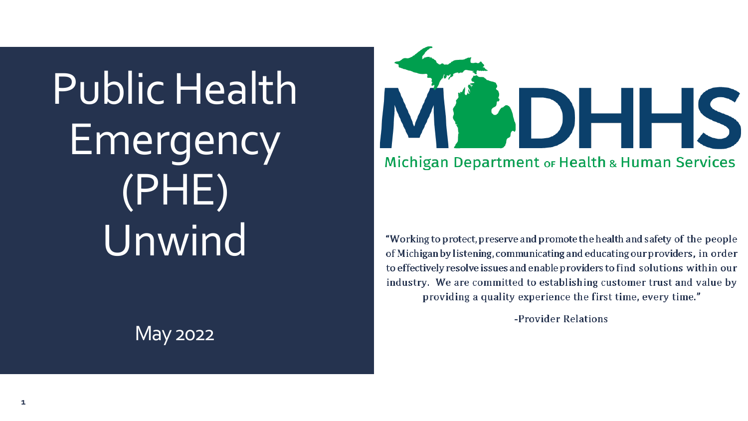# Public Health Emergency (PHE) Unwind

May 2022

MDHHS

Michigan Department of Health & Human Services

"Working to protect, preserve and promote the health and safety of the people of Michigan by listening, communicating and educating our providers, in order to effectively resolve issues and enable providers to find solutions within our industry. We are committed to establishing customer trust and value by providing a quality experience the first time, every time."

-Provider Relations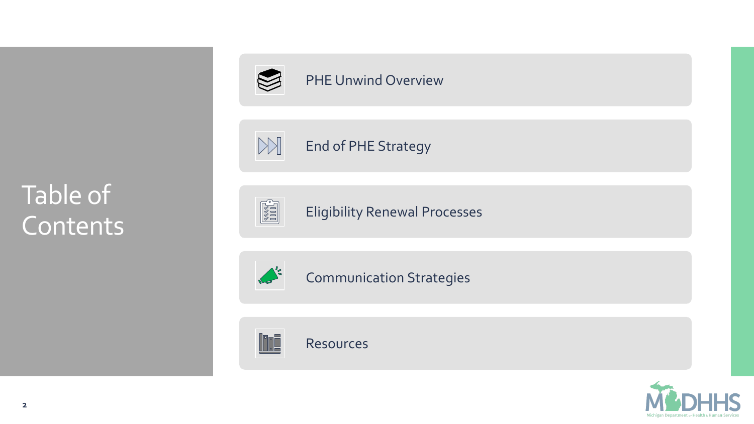# Table of Contents

- PHE Unwind Overview
- End of PHE Strategy
- Eligibility Renewal Processes
- Communication Strategies
- Resources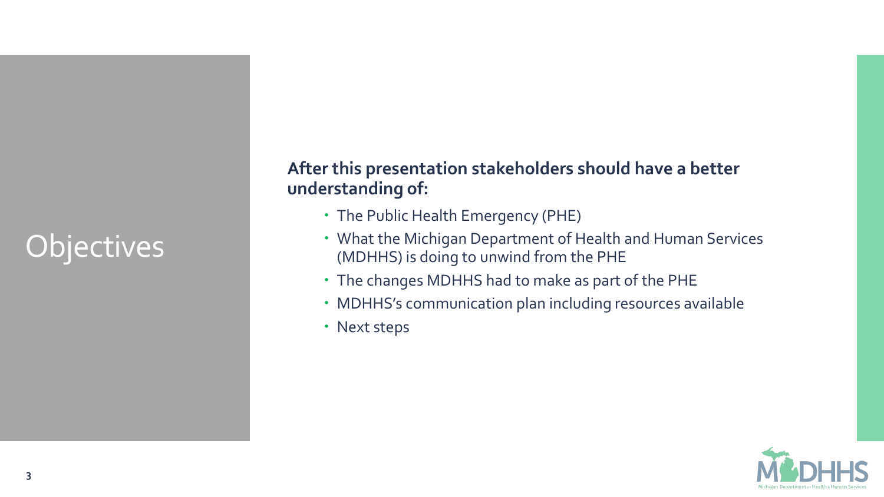# Objectives

**After this presentation stakeholders should have a better understanding of:**

- The Public Health Emergency (PHE)
- What the Michigan Department of Health and Human Services (MDHHS) is doing to unwind from the PHE
- The changes MDHHS had to make as part of the PHE
- MDHHS's communication plan including resources available
- Next steps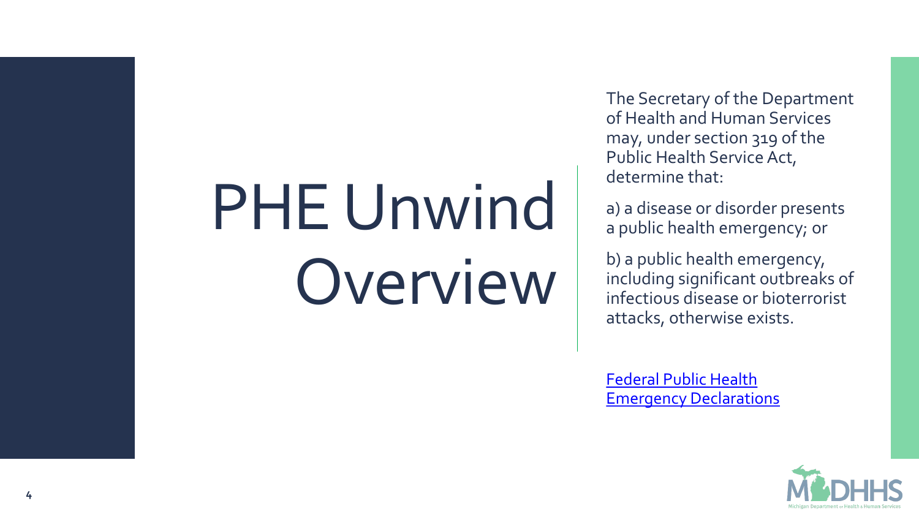# PHE Unwind Overview

The Secretary of the Department of Health and Human Services may, under section 319 of the Public Health Service Act, determine that:

a) a disease or disorder presents a public health emergency; or

b) a public health emergency, including significant outbreaks of infectious disease or bioterrorist attacks, otherwise exists.

Federal Public Health Emergency Declarations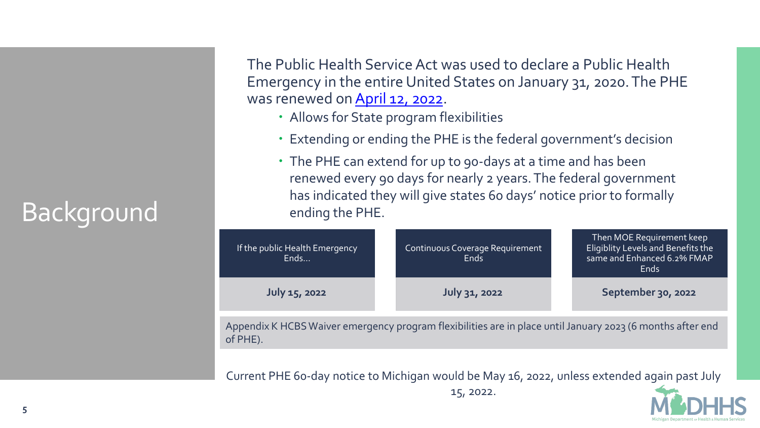# Background

The Public Health Service Act was used to declare a Public Health Emergency in the entire United States on January 31, 2020. The PHE was renewed on [April 12, 2022](#).

- Allows for State program flexibilities
- Extending or ending the PHE is the federal government's decision
- The PHE can extend for up to 90-days at a time and has been renewed every 90 days for nearly 2 years. The federal government has indicated they will give states 60 days' notice prior to formally ending the PHE.

| If the public Health Emergency Ends... | Continuous Coverage Requirement Ends | Then MOE Requirement keep Eligiblity Levels and Benefits the same and Enhanced 6.2% FMAP Ends |
|---|---|---|
| **July 15, 2022** | **July 31, 2022** | **September 30, 2022** |

Appendix K HCBS Waiver emergency program flexibilities are in place until January 2023 (6 months after end of PHE).

Current PHE 60-day notice to Michigan would be May 16, 2022, unless extended again past July 15, 2022.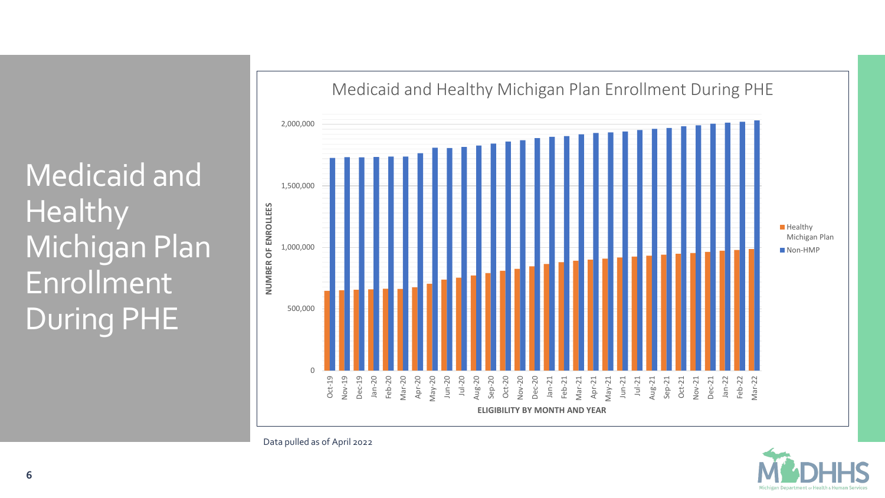# Medicaid and Healthy Michigan Plan Enrollment During PHE

Medicaid and Healthy Michigan Plan Enrollment During PHE

Data pulled as of April 2022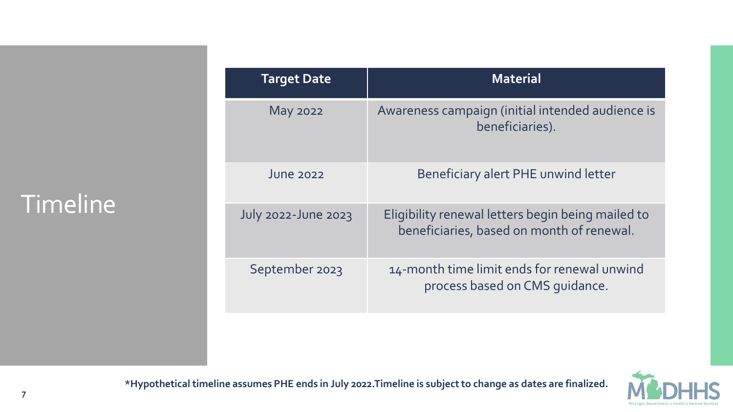# Timeline

| Target Date | Material |
|---|---|
| May 2022 | Awareness campaign (initial intended audience is beneficiaries). |
| June 2022 | Beneficiary alert PHE unwind letter |
| July 2022-June 2023 | Eligibility renewal letters begin being mailed to beneficiaries, based on month of renewal. |
| September 2023 | 14-month time limit ends for renewal unwind process based on CMS guidance. |

**\*Hypothetical timeline assumes PHE ends in July 2022.Timeline is subject to change as dates are finalized.**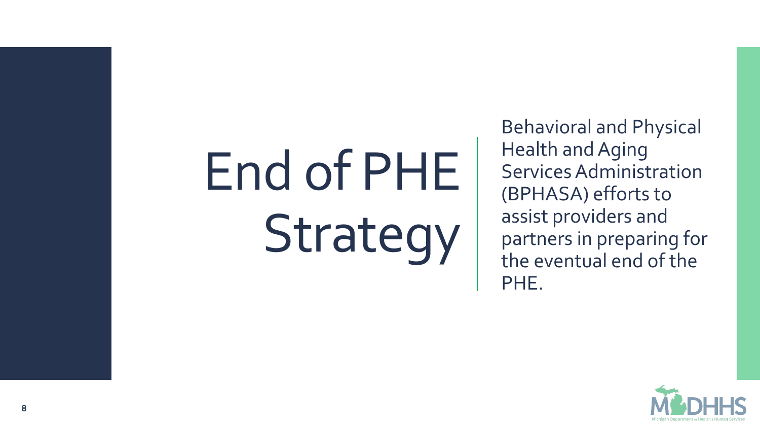# End of PHE Strategy

Behavioral and Physical Health and Aging Services Administration (BPHASA) efforts to assist providers and partners in preparing for the eventual end of the PHE.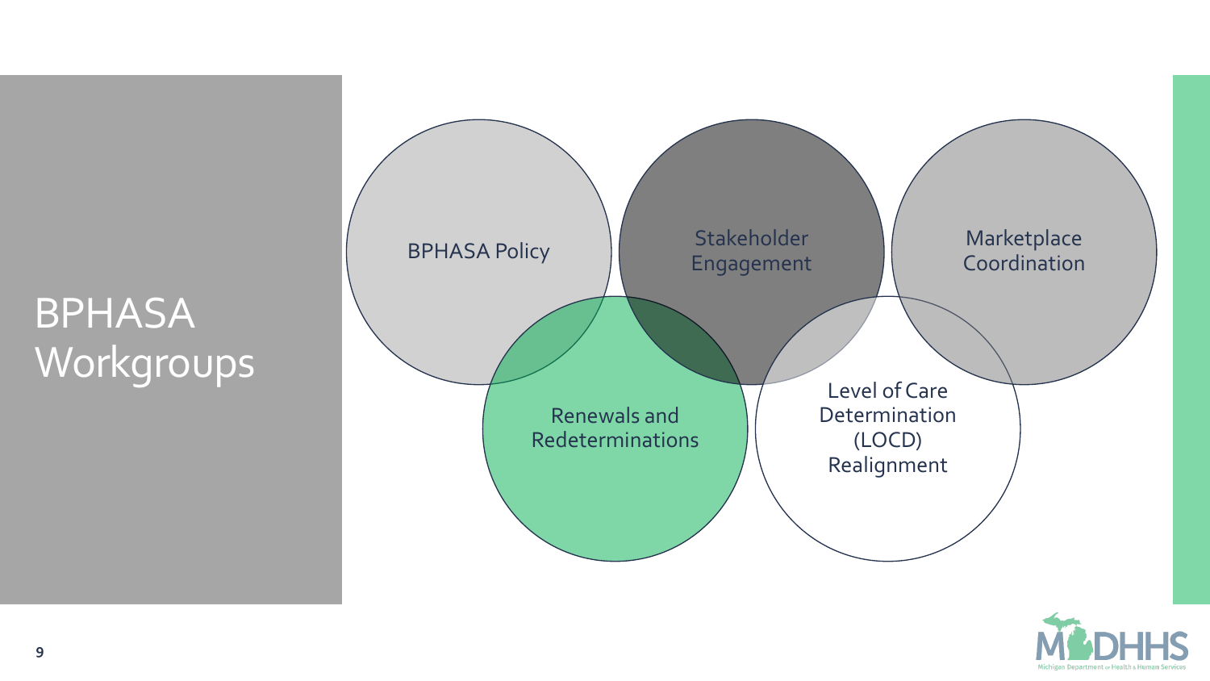# BPHASA Workgroups

- BPHASA Policy
- Stakeholder Engagement
- Marketplace Coordination
- Renewals and Redeterminations
- Level of Care Determination (LOCD) Realignment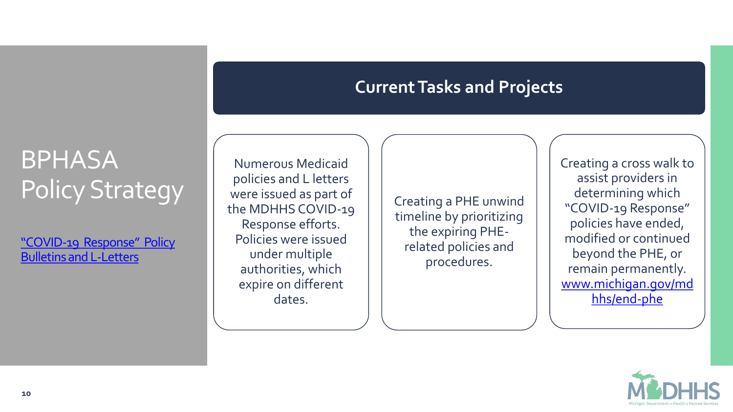# BPHASA Policy Strategy

"COVID-19 Response" Policy Bulletins and L-Letters

## Current Tasks and Projects

Numerous Medicaid policies and L letters were issued as part of the MDHHS COVID-19 Response efforts. Policies were issued under multiple authorities, which expire on different dates.

Creating a PHE unwind timeline by prioritizing the expiring PHE-related policies and procedures.

Creating a cross walk to assist providers in determining which "COVID-19 Response" policies have ended, modified or continued beyond the PHE, or remain permanently. www.michigan.gov/mdhhs/end-phe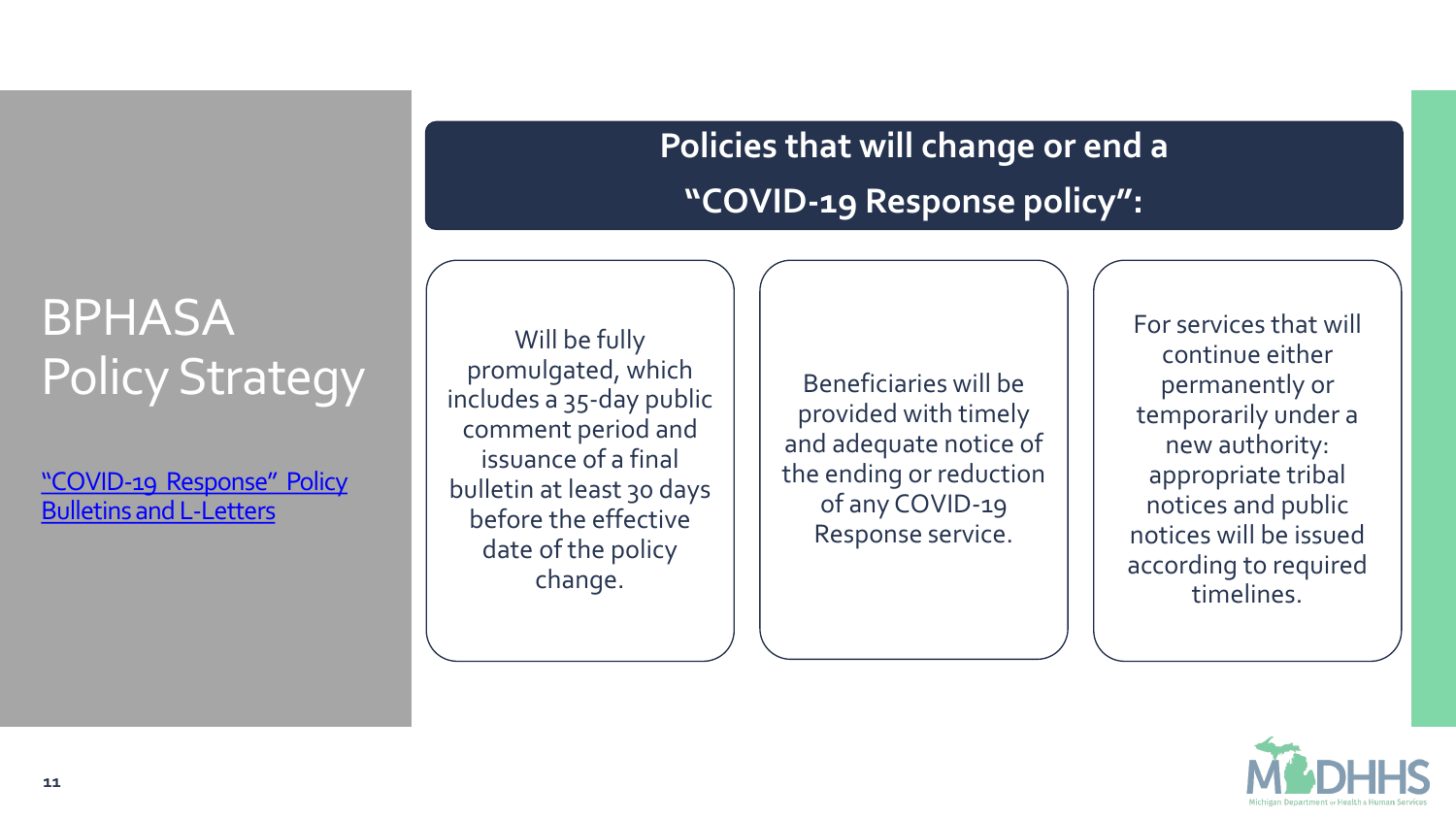# BPHASA Policy Strategy

"COVID-19 Response" Policy Bulletins and L-Letters

## Policies that will change or end a "COVID-19 Response policy":

- Will be fully promulgated, which includes a 35-day public comment period and issuance of a final bulletin at least 30 days before the effective date of the policy change.
- Beneficiaries will be provided with timely and adequate notice of the ending or reduction of any COVID-19 Response service.
- For services that will continue either permanently or temporarily under a new authority: appropriate tribal notices and public notices will be issued according to required timelines.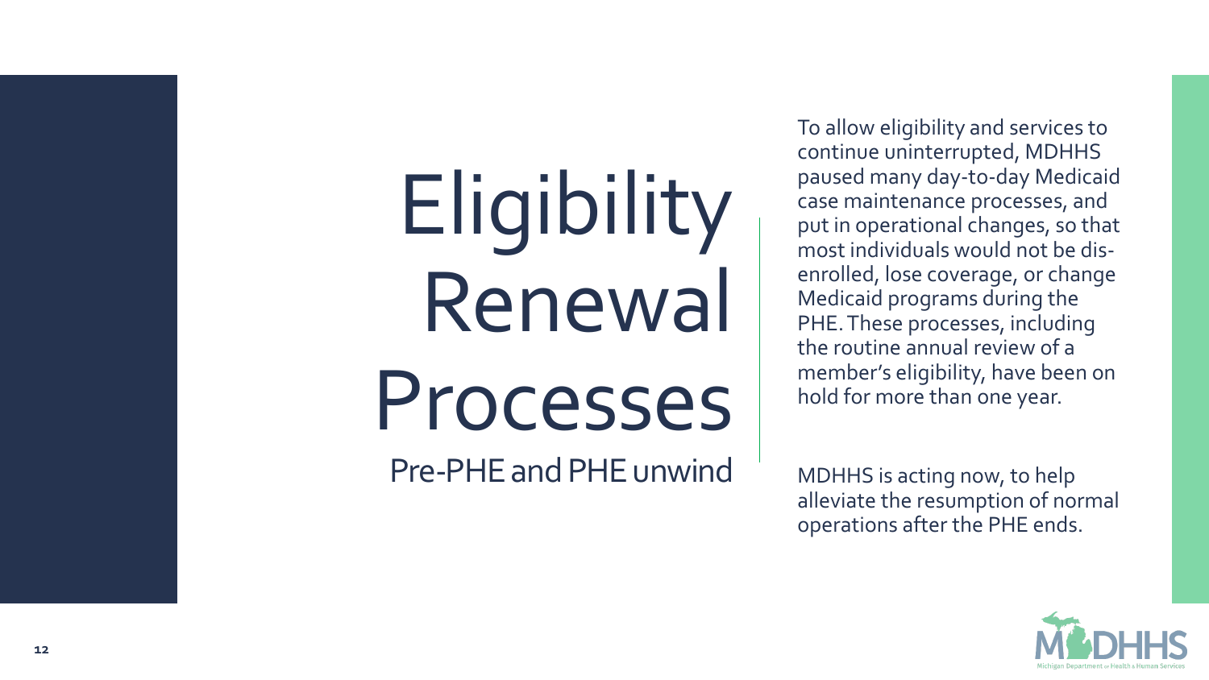# Eligibility Renewal Processes

## Pre-PHE and PHE unwind

To allow eligibility and services to continue uninterrupted, MDHHS paused many day-to-day Medicaid case maintenance processes, and put in operational changes, so that most individuals would not be dis-enrolled, lose coverage, or change Medicaid programs during the PHE. These processes, including the routine annual review of a member's eligibility, have been on hold for more than one year.

MDHHS is acting now, to help alleviate the resumption of normal operations after the PHE ends.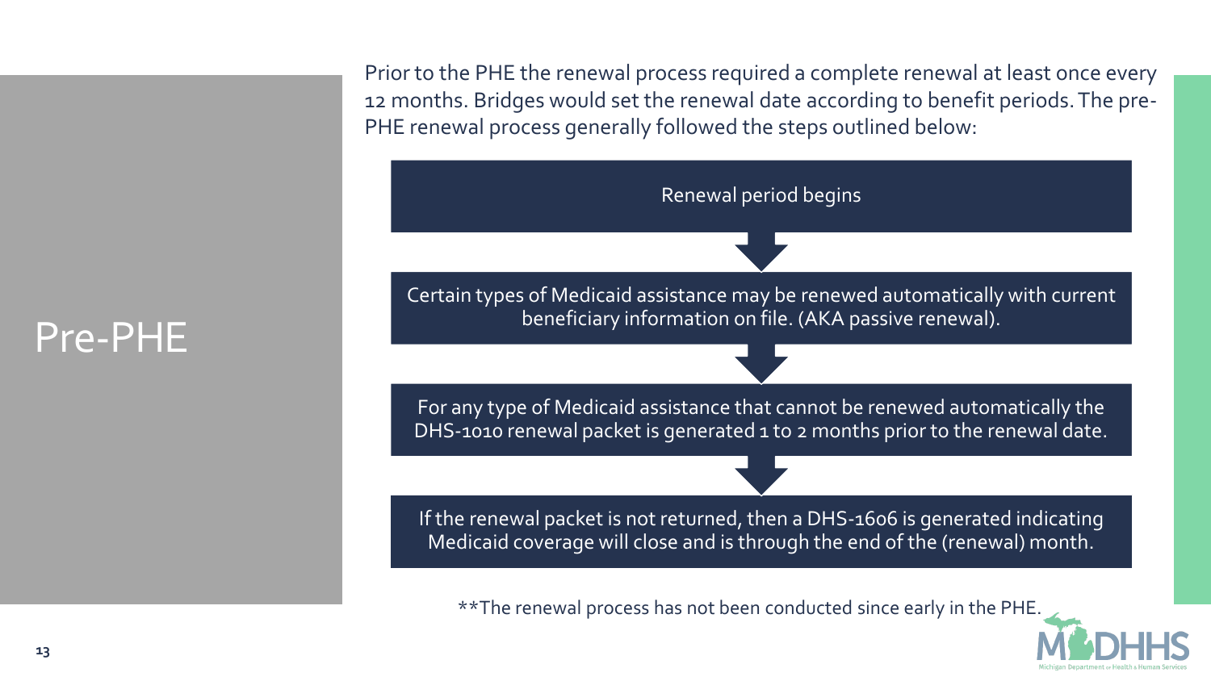# Pre-PHE

Prior to the PHE the renewal process required a complete renewal at least once every 12 months. Bridges would set the renewal date according to benefit periods. The pre-PHE renewal process generally followed the steps outlined below:

1. Renewal period begins
2. Certain types of Medicaid assistance may be renewed automatically with current beneficiary information on file. (AKA passive renewal).
3. For any type of Medicaid assistance that cannot be renewed automatically the DHS-1010 renewal packet is generated 1 to 2 months prior to the renewal date.
4. If the renewal packet is not returned, then a DHS-1606 is generated indicating Medicaid coverage will close and is through the end of the (renewal) month.

**The renewal process has not been conducted since early in the PHE.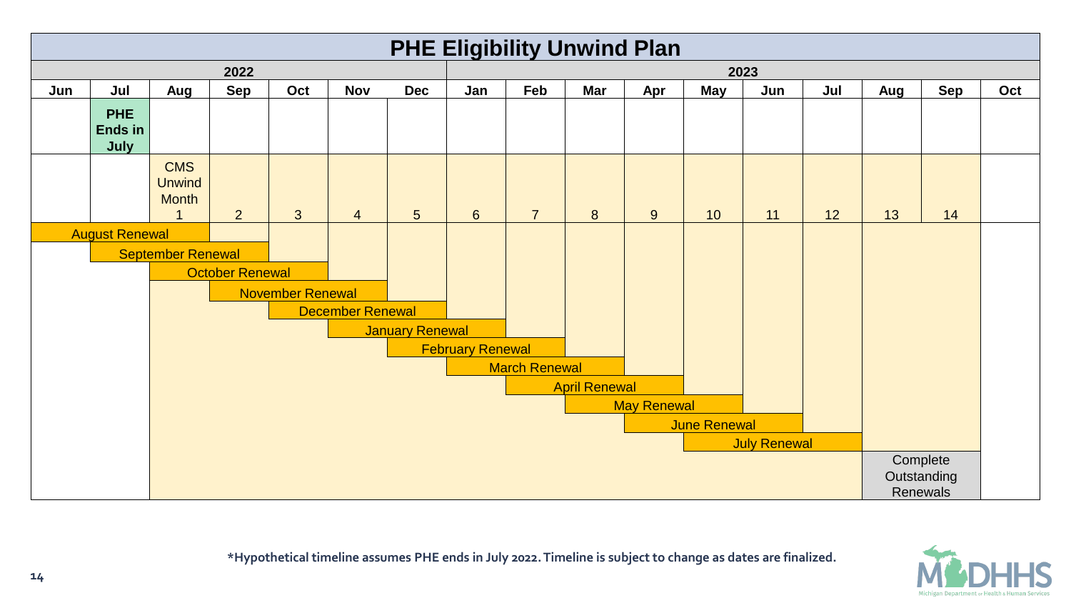# PHE Eligibility Unwind Plan

| | 2022 | | | | | | | 2023 | | | | | | | | |
|---|---|---|---|---|---|---|---|---|---|---|---|---|---|---|---|---|
| Jun | Jul | Aug | Sep | Oct | Nov | Dec | Jan | Feb | Mar | Apr | May | Jun | Jul | Aug | Sep | Oct |
| | PHE Ends in July | | | | | | | | | | | | | | | |
| | | CMS Unwind Month 1 | 2 | 3 | 4 | 5 | 6 | 7 | 8 | 9 | 10 | 11 | 12 | 13 | 14 | |
| August Renewal | August Renewal | August Renewal | | | | | | | | | | | | | | |
| | September Renewal | September Renewal | September Renewal | | | | | | | | | | | | | |
| | | October Renewal | October Renewal | October Renewal | | | | | | | | | | | | |
| | | | November Renewal | November Renewal | November Renewal | | | | | | | | | | | |
| | | | | December Renewal | December Renewal | December Renewal | | | | | | | | | | |
| | | | | | January Renewal | January Renewal | January Renewal | | | | | | | | | |
| | | | | | | February Renewal | February Renewal | February Renewal | | | | | | | | |
| | | | | | | | March Renewal | March Renewal | March Renewal | | | | | | | |
| | | | | | | | | April Renewal | April Renewal | April Renewal | | | | | | |
| | | | | | | | | | May Renewal | May Renewal | May Renewal | | | | | |
| | | | | | | | | | | June Renewal | June Renewal | June Renewal | | | | |
| | | | | | | | | | | | July Renewal | July Renewal | July Renewal | | | |
| | | | | | | | | | | | | | | Complete Outstanding Renewals | Complete Outstanding Renewals | |

**\*Hypothetical timeline assumes PHE ends in July 2022. Timeline is subject to change as dates are finalized.**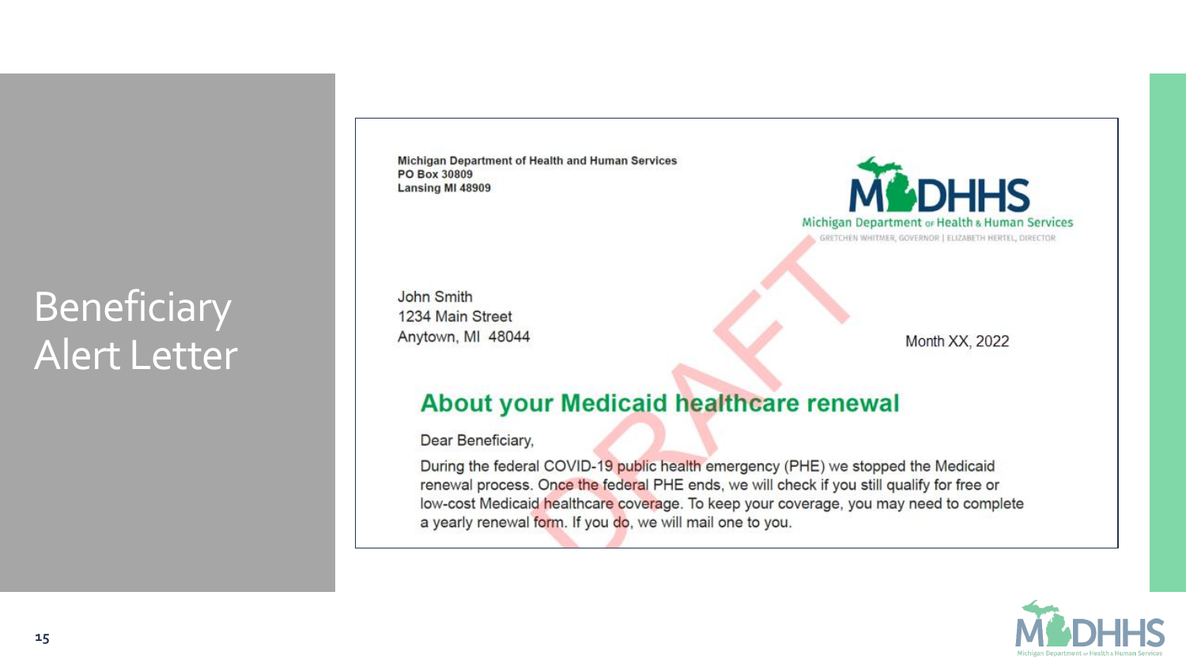# Beneficiary Alert Letter

**Michigan Department of Health and Human Services**
**PO Box 30809**
**Lansing MI 48909**

MDHHS
Michigan Department of Health & Human Services
GRETCHEN WHITMER, GOVERNOR | ELIZABETH HERTEL, DIRECTOR

DRAFT

John Smith
1234 Main Street
Anytown, MI 48044

Month XX, 2022

## About your Medicaid healthcare renewal

Dear Beneficiary,

During the federal COVID-19 public health emergency (PHE) we stopped the Medicaid renewal process. Once the federal PHE ends, we will check if you still qualify for free or low-cost Medicaid healthcare coverage. To keep your coverage, you may need to complete a yearly renewal form. If you do, we will mail one to you.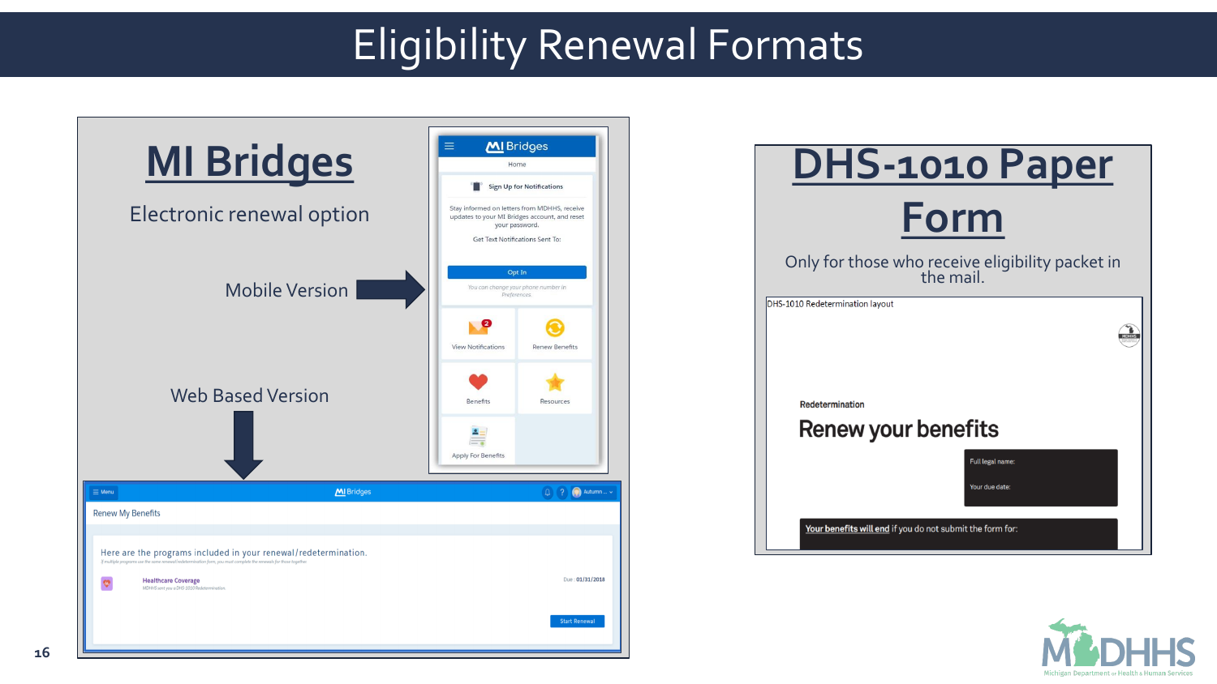# Eligibility Renewal Formats

## MI Bridges

Electronic renewal option

Mobile Version

Web Based Version

## DHS-1010 Paper Form

Only for those who receive eligibility packet in the mail.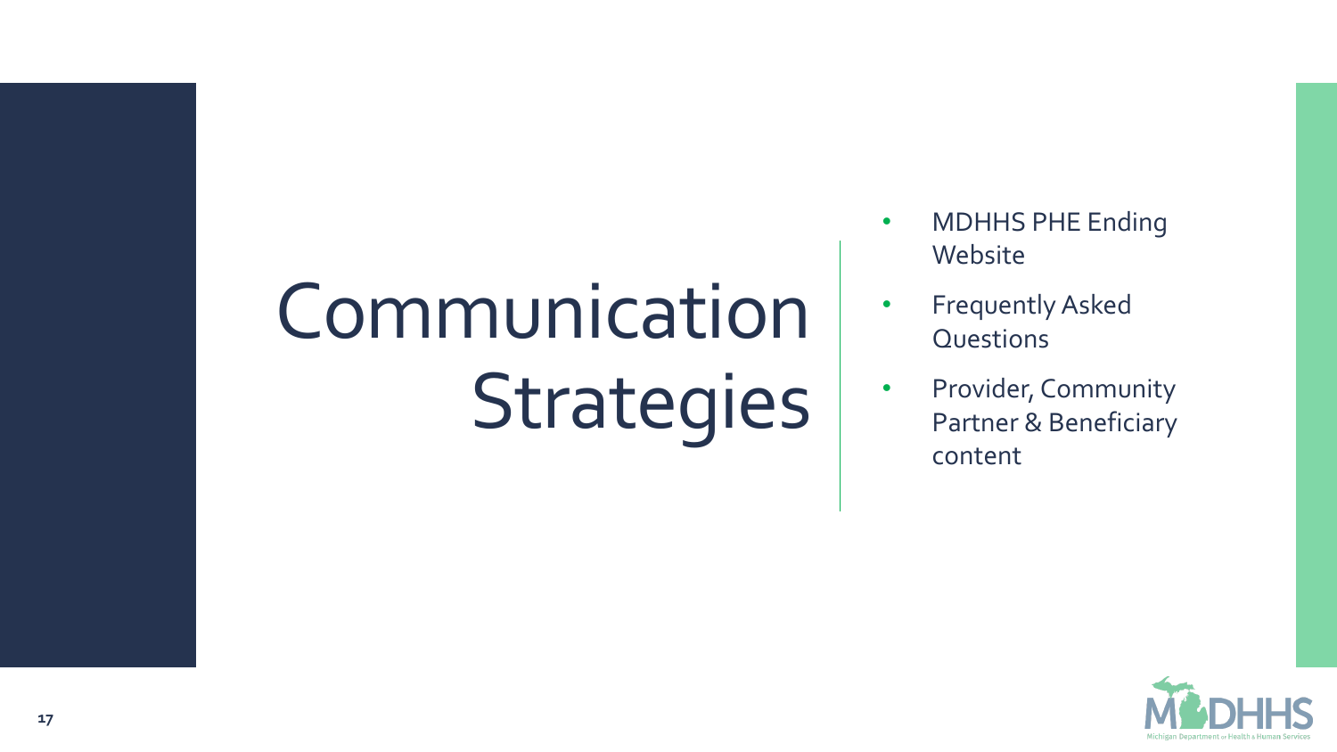# Communication Strategies

- MDHHS PHE Ending Website
- Frequently Asked Questions
- Provider, Community Partner & Beneficiary content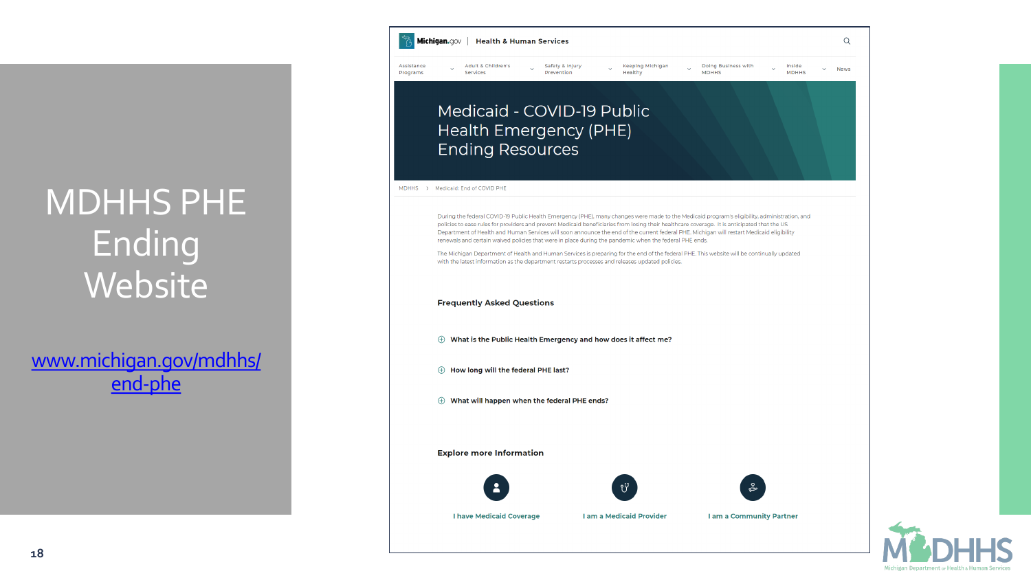# MDHHS PHE Ending Website

[www.michigan.gov/mdhhs/end-phe](http://www.michigan.gov/mdhhs/end-phe)

Michigan.gov | Health & Human Services

Assistance Programs | Adult & Children's Services | Safety & Injury Prevention | Keeping Michigan Healthy | Doing Business with MDHHS | Inside MDHHS | News

## Medicaid - COVID-19 Public Health Emergency (PHE) Ending Resources

MDHHS › Medicaid: End of COVID PHE

During the federal COVID-19 Public Health Emergency (PHE), many changes were made to the Medicaid program's eligibility, administration, and policies to ease rules for providers and prevent Medicaid beneficiaries from losing their healthcare coverage. It is anticipated that the US Department of Health and Human Services will soon announce the end of the current federal PHE. Michigan will restart Medicaid eligibility renewals and certain waived policies that were in place during the pandemic when the federal PHE ends.

The Michigan Department of Health and Human Services is preparing for the end of the federal PHE. This website will be continually updated with the latest information as the department restarts processes and releases updated policies.

### Frequently Asked Questions

- What is the Public Health Emergency and how does it affect me?
- How long will the federal PHE last?
- What will happen when the federal PHE ends?

### Explore more Information

I have Medicaid Coverage | I am a Medicaid Provider | I am a Community Partner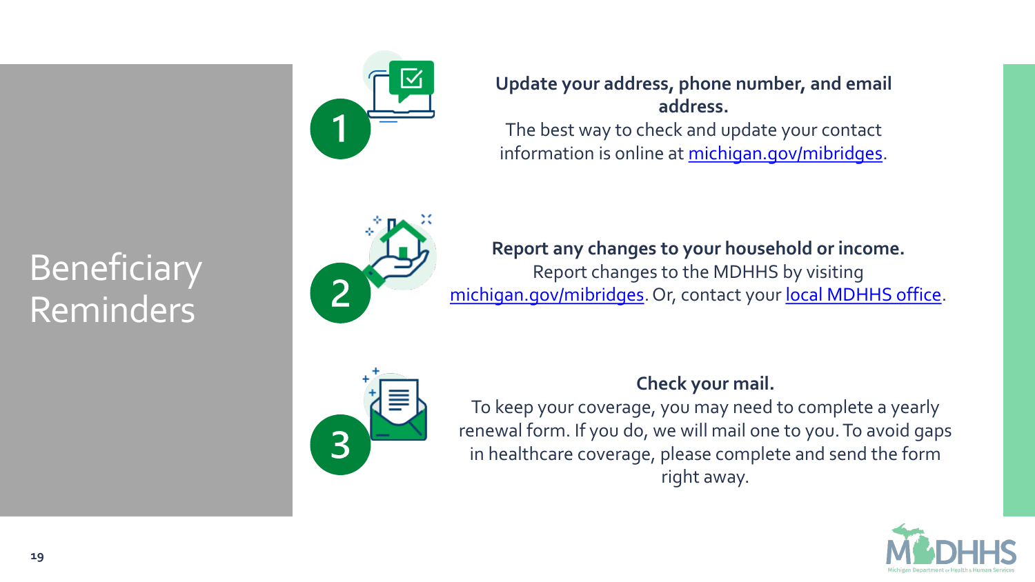# Beneficiary Reminders

1. **Update your address, phone number, and email address.**
   The best way to check and update your contact information is online at [michigan.gov/mibridges](michigan.gov/mibridges).

2. **Report any changes to your household or income.**
   Report changes to the MDHHS by visiting [michigan.gov/mibridges](michigan.gov/mibridges). Or, contact your [local MDHHS office](local MDHHS office).

3. **Check your mail.**
   To keep your coverage, you may need to complete a yearly renewal form. If you do, we will mail one to you. To avoid gaps in healthcare coverage, please complete and send the form right away.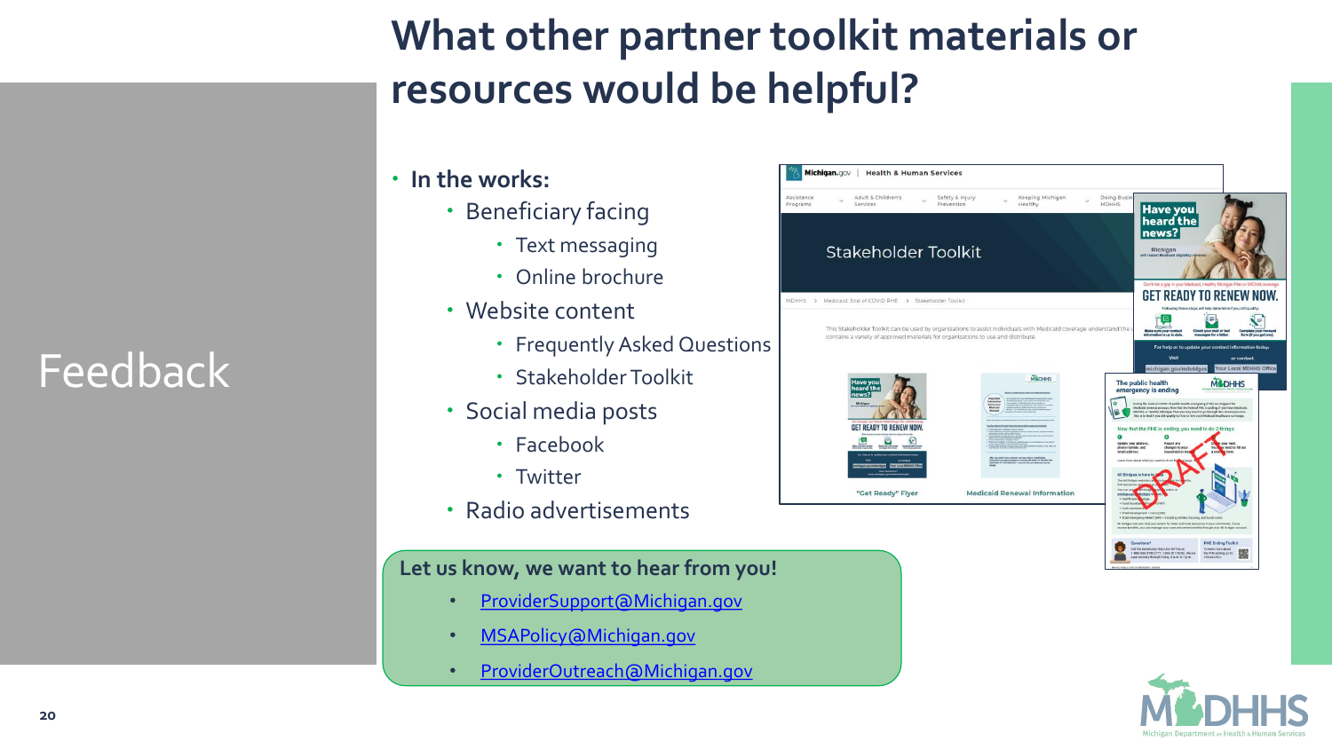# What other partner toolkit materials or resources would be helpful?

## Feedback

- **In the works:**
  - Beneficiary facing
    - Text messaging
    - Online brochure
  - Website content
    - Frequently Asked Questions
    - Stakeholder Toolkit
  - Social media posts
    - Facebook
    - Twitter
  - Radio advertisements

**Let us know, we want to hear from you!**

- ProviderSupport@Michigan.gov
- MSAPolicy@Michigan.gov
- ProviderOutreach@Michigan.gov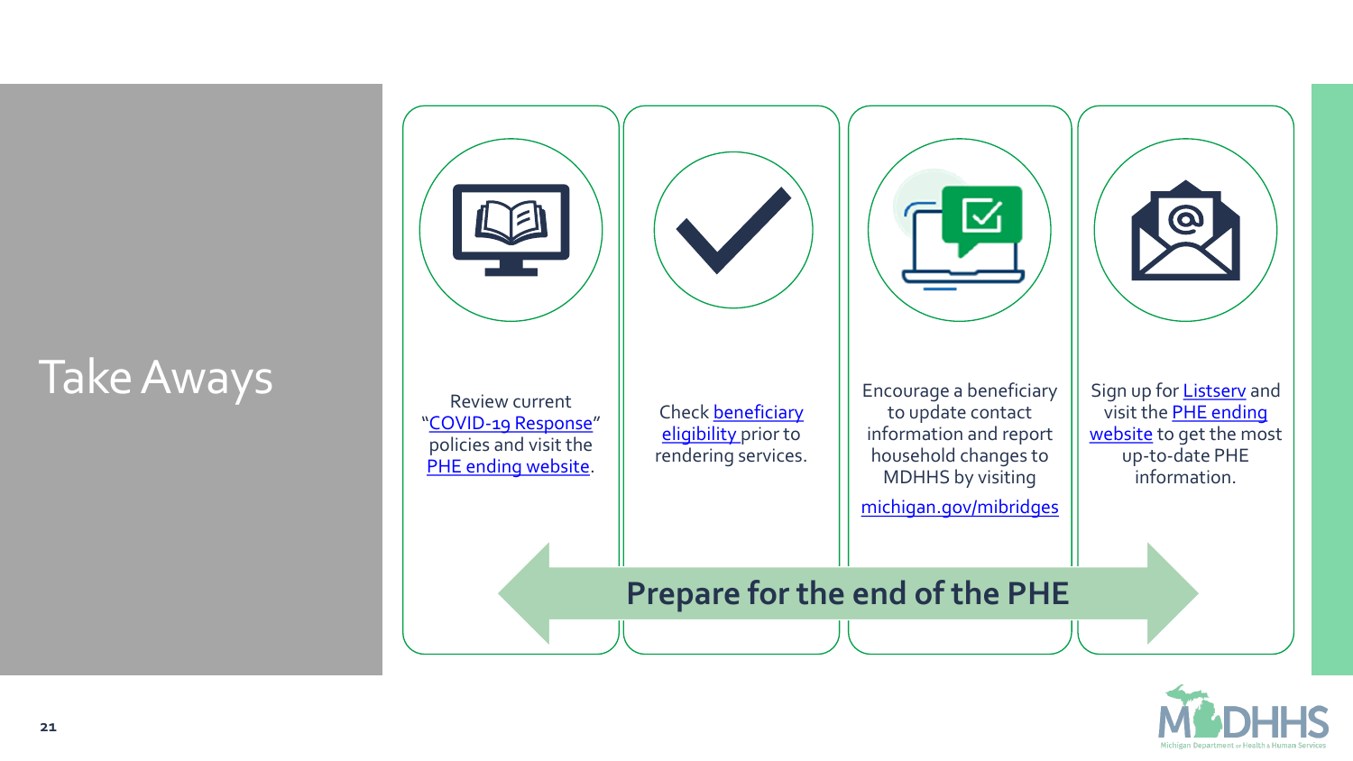# Take Aways

- Review current "COVID-19 Response" policies and visit the PHE ending website.
- Check beneficiary eligibility prior to rendering services.
- Encourage a beneficiary to update contact information and report household changes to MDHHS by visiting michigan.gov/mibridges
- Sign up for Listserv and visit the PHE ending website to get the most up-to-date PHE information.

**Prepare for the end of the PHE**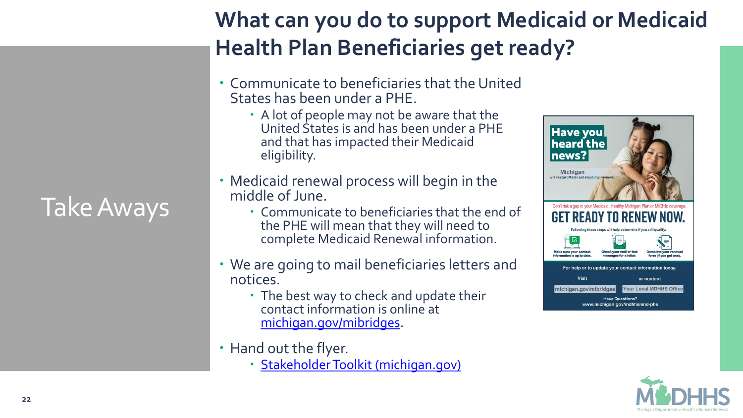# What can you do to support Medicaid or Medicaid Health Plan Beneficiaries get ready?

Take Aways

- Communicate to beneficiaries that the United States has been under a PHE.
  - A lot of people may not be aware that the United States is and has been under a PHE and that has impacted their Medicaid eligibility.
- Medicaid renewal process will begin in the middle of June.
  - Communicate to beneficiaries that the end of the PHE will mean that they will need to complete Medicaid Renewal information.
- We are going to mail beneficiaries letters and notices.
  - The best way to check and update their contact information is online at michigan.gov/mibridges.
- Hand out the flyer.
  - Stakeholder Toolkit (michigan.gov)

Have you heard the news?

Michigan will restart Medicaid eligibility reviews.

Don't risk a gap in your Medicaid, Healthy Michigan Plan or MIChild coverage.

GET READY TO RENEW NOW.

Following these steps will help determine if you still qualify:

Make sure your contact information is up to date. | Check your mail or text messages for a letter. | Complete your renewal form (if you get one).

For help or to update your contact information today:

Visit michigan.gov/mibridges or contact Your Local MDHHS Office

Have Questions? www.michigan.gov/mdhhs/end-phe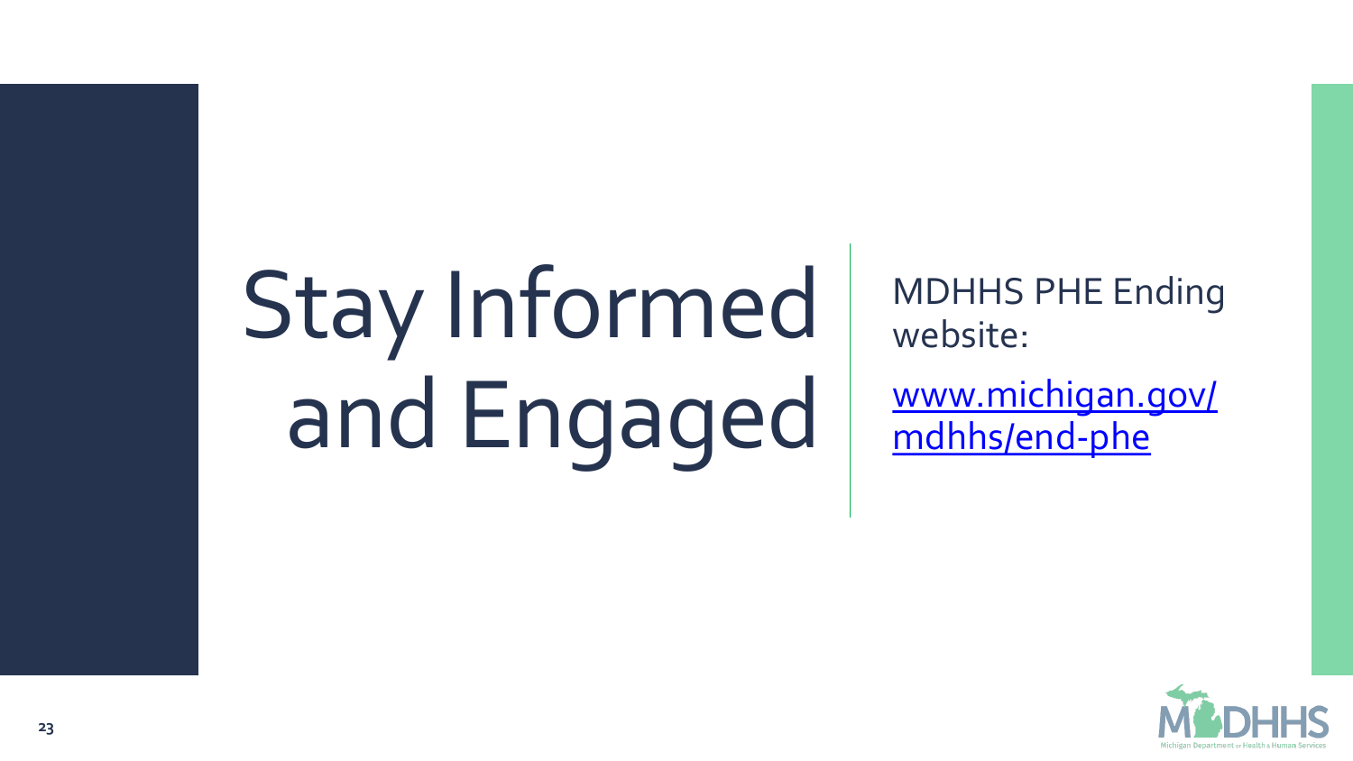# Stay Informed and Engaged

MDHHS PHE Ending website:

[www.michigan.gov/mdhhs/end-phe](www.michigan.gov/mdhhs/end-phe)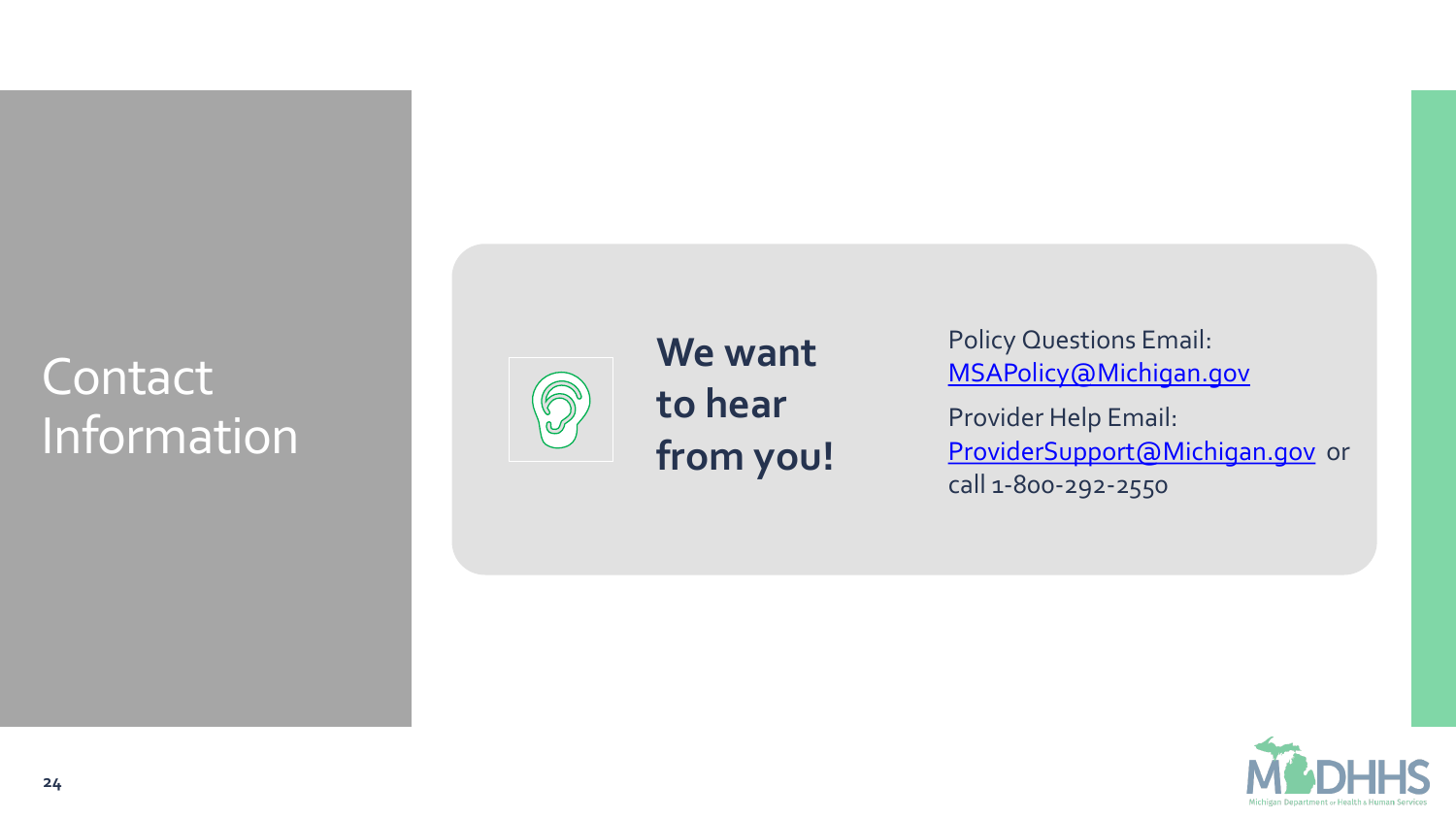# Contact Information

**We want to hear from you!**

Policy Questions Email: MSAPolicy@Michigan.gov

Provider Help Email: ProviderSupport@Michigan.gov or call 1-800-292-2550